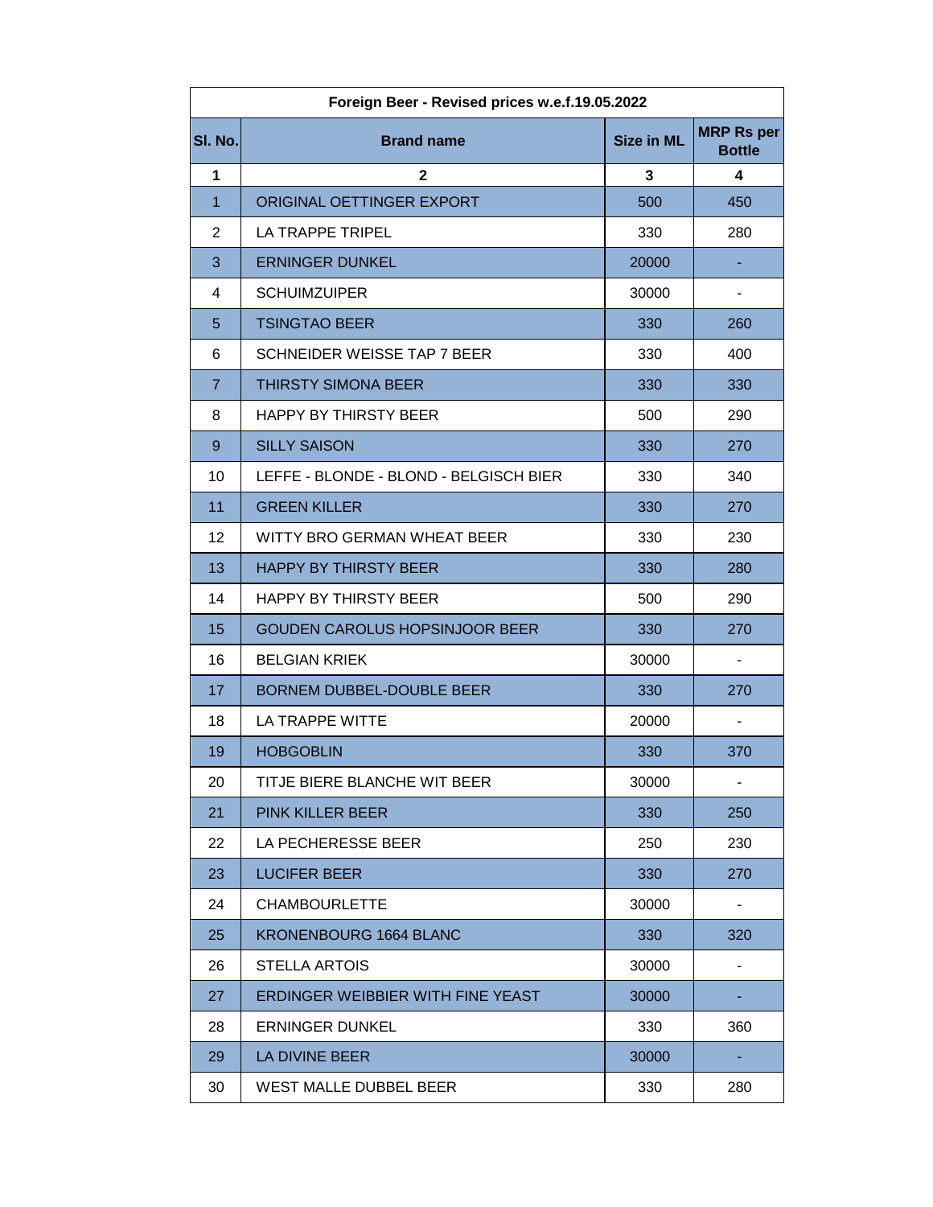| Foreign Beer - Revised prices w.e.f.19.05.2022 | | | |
|---|---|---|---|
| Sl. No. | Brand name | Size in ML | MRP Rs per Bottle |
| 1 | 2 | 3 | 4 |
| 1 | ORIGINAL OETTINGER EXPORT | 500 | 450 |
| 2 | LA TRAPPE TRIPEL | 330 | 280 |
| 3 | ERNINGER DUNKEL | 20000 | - |
| 4 | SCHUIMZUIPER | 30000 | - |
| 5 | TSINGTAO BEER | 330 | 260 |
| 6 | SCHNEIDER WEISSE TAP 7 BEER | 330 | 400 |
| 7 | THIRSTY SIMONA BEER | 330 | 330 |
| 8 | HAPPY BY THIRSTY BEER | 500 | 290 |
| 9 | SILLY SAISON | 330 | 270 |
| 10 | LEFFE - BLONDE - BLOND - BELGISCH BIER | 330 | 340 |
| 11 | GREEN KILLER | 330 | 270 |
| 12 | WITTY BRO GERMAN WHEAT BEER | 330 | 230 |
| 13 | HAPPY BY THIRSTY BEER | 330 | 280 |
| 14 | HAPPY BY THIRSTY BEER | 500 | 290 |
| 15 | GOUDEN CAROLUS HOPSINJOOR BEER | 330 | 270 |
| 16 | BELGIAN KRIEK | 30000 | - |
| 17 | BORNEM DUBBEL-DOUBLE BEER | 330 | 270 |
| 18 | LA TRAPPE WITTE | 20000 | - |
| 19 | HOBGOBLIN | 330 | 370 |
| 20 | TITJE BIERE BLANCHE WIT BEER | 30000 | - |
| 21 | PINK KILLER BEER | 330 | 250 |
| 22 | LA PECHERESSE BEER | 250 | 230 |
| 23 | LUCIFER BEER | 330 | 270 |
| 24 | CHAMBOURLETTE | 30000 | - |
| 25 | KRONENBOURG 1664 BLANC | 330 | 320 |
| 26 | STELLA ARTOIS | 30000 | - |
| 27 | ERDINGER WEIBBIER WITH FINE YEAST | 30000 | - |
| 28 | ERNINGER DUNKEL | 330 | 360 |
| 29 | LA DIVINE BEER | 30000 | - |
| 30 | WEST MALLE DUBBEL BEER | 330 | 280 |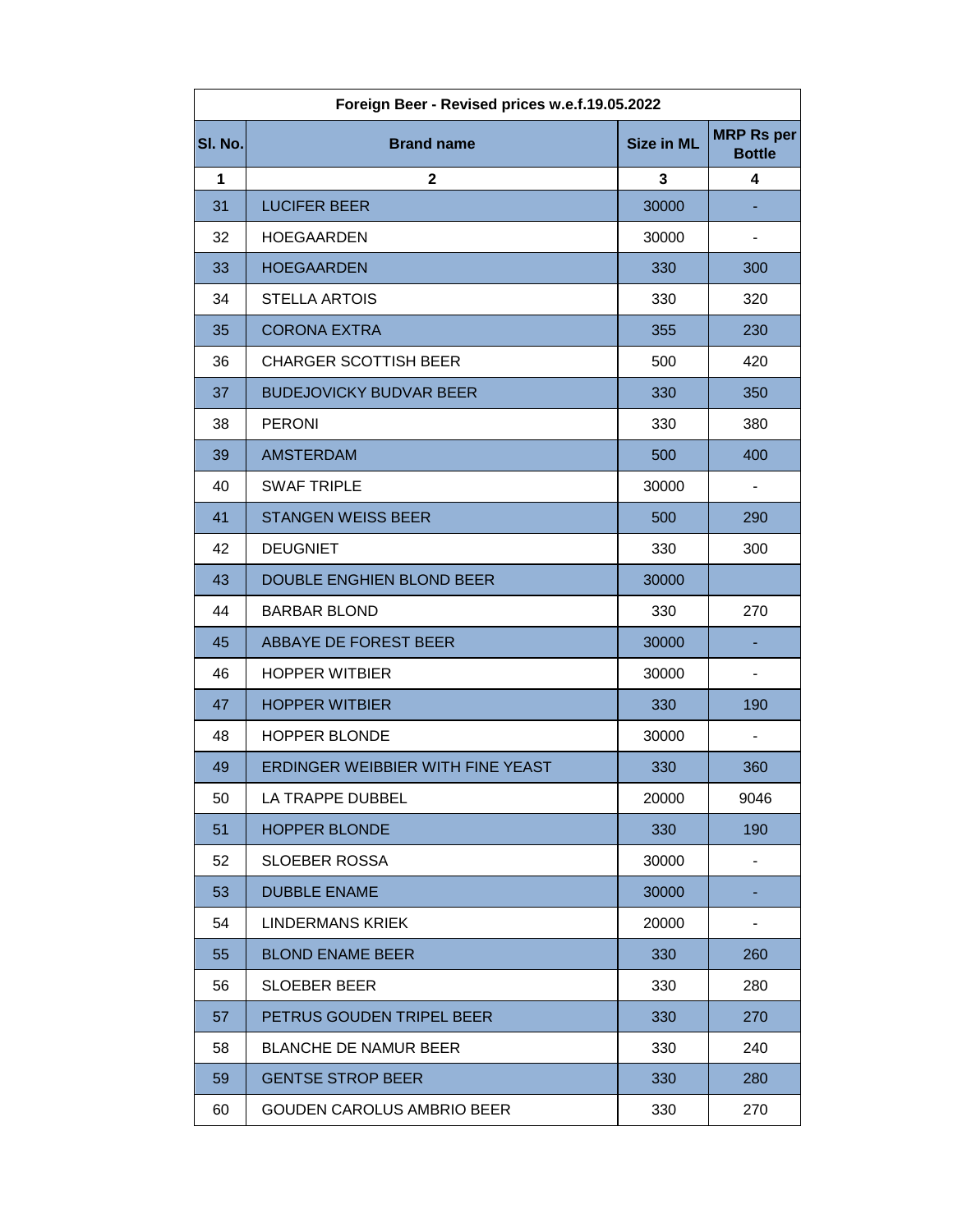| Foreign Beer - Revised prices w.e.f.19.05.2022 | | | |
|---|---|---|---|
| Sl. No. | Brand name | Size in ML | MRP Rs per Bottle |
| 1 | 2 | 3 | 4 |
| 31 | LUCIFER BEER | 30000 | - |
| 32 | HOEGAARDEN | 30000 | - |
| 33 | HOEGAARDEN | 330 | 300 |
| 34 | STELLA ARTOIS | 330 | 320 |
| 35 | CORONA EXTRA | 355 | 230 |
| 36 | CHARGER SCOTTISH BEER | 500 | 420 |
| 37 | BUDEJOVICKY BUDVAR BEER | 330 | 350 |
| 38 | PERONI | 330 | 380 |
| 39 | AMSTERDAM | 500 | 400 |
| 40 | SWAF TRIPLE | 30000 | - |
| 41 | STANGEN WEISS BEER | 500 | 290 |
| 42 | DEUGNIET | 330 | 300 |
| 43 | DOUBLE ENGHIEN BLOND BEER | 30000 | |
| 44 | BARBAR BLOND | 330 | 270 |
| 45 | ABBAYE DE FOREST BEER | 30000 | - |
| 46 | HOPPER WITBIER | 30000 | - |
| 47 | HOPPER WITBIER | 330 | 190 |
| 48 | HOPPER BLONDE | 30000 | - |
| 49 | ERDINGER WEIBBIER WITH FINE YEAST | 330 | 360 |
| 50 | LA TRAPPE DUBBEL | 20000 | 9046 |
| 51 | HOPPER BLONDE | 330 | 190 |
| 52 | SLOEBER ROSSA | 30000 | - |
| 53 | DUBBLE ENAME | 30000 | - |
| 54 | LINDERMANS KRIEK | 20000 | - |
| 55 | BLOND ENAME BEER | 330 | 260 |
| 56 | SLOEBER BEER | 330 | 280 |
| 57 | PETRUS GOUDEN TRIPEL BEER | 330 | 270 |
| 58 | BLANCHE DE NAMUR BEER | 330 | 240 |
| 59 | GENTSE STROP BEER | 330 | 280 |
| 60 | GOUDEN CAROLUS AMBRIO BEER | 330 | 270 |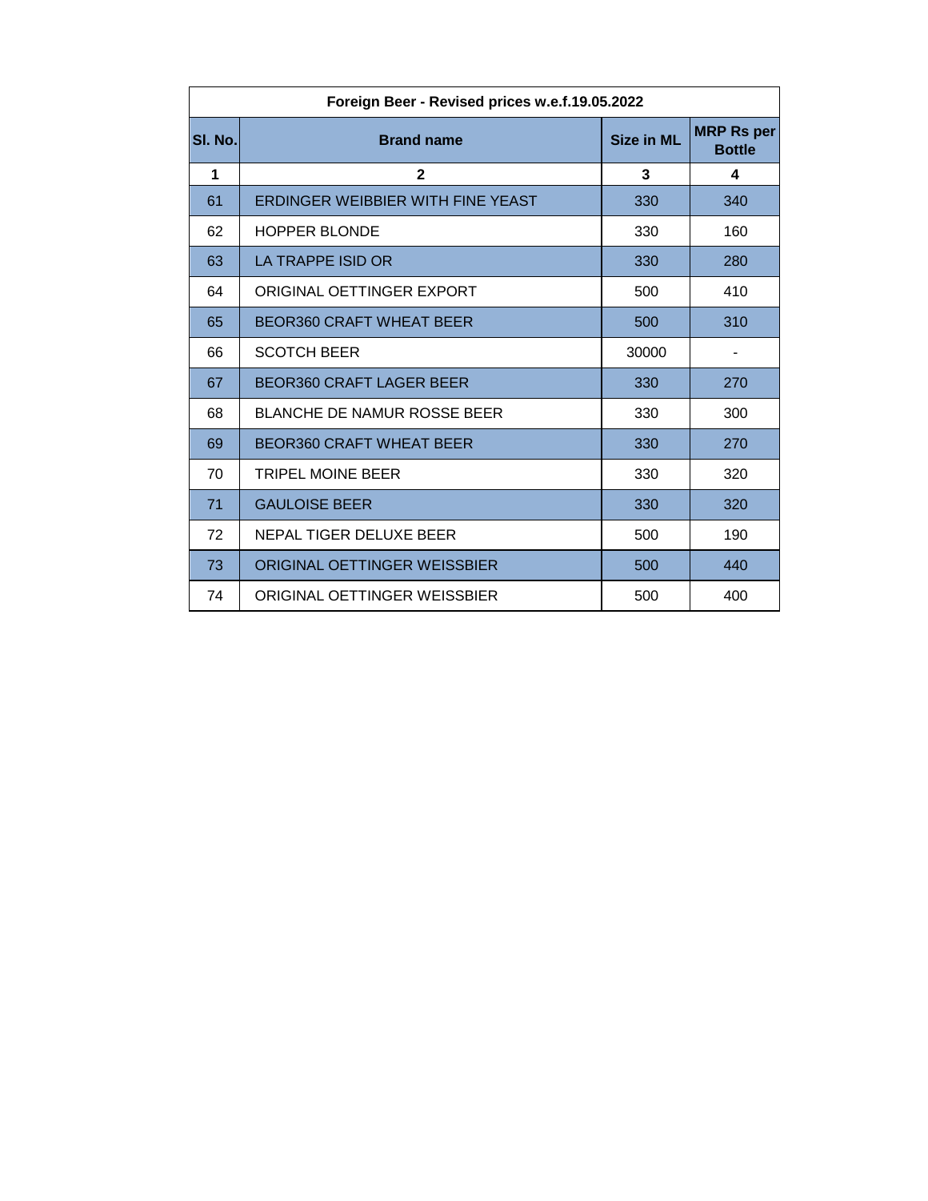| Foreign Beer - Revised prices w.e.f.19.05.2022 | | | |
|---|---|---|---|
| **Sl. No.** | **Brand name** | **Size in ML** | **MRP Rs per Bottle** |
| **1** | **2** | **3** | **4** |
| 61 | ERDINGER WEIBBIER WITH FINE YEAST | 330 | 340 |
| 62 | HOPPER BLONDE | 330 | 160 |
| 63 | LA TRAPPE ISID OR | 330 | 280 |
| 64 | ORIGINAL OETTINGER EXPORT | 500 | 410 |
| 65 | BEOR360 CRAFT WHEAT BEER | 500 | 310 |
| 66 | SCOTCH BEER | 30000 | - |
| 67 | BEOR360 CRAFT LAGER BEER | 330 | 270 |
| 68 | BLANCHE DE NAMUR ROSSE BEER | 330 | 300 |
| 69 | BEOR360 CRAFT WHEAT BEER | 330 | 270 |
| 70 | TRIPEL MOINE BEER | 330 | 320 |
| 71 | GAULOISE BEER | 330 | 320 |
| 72 | NEPAL TIGER DELUXE BEER | 500 | 190 |
| 73 | ORIGINAL OETTINGER WEISSBIER | 500 | 440 |
| 74 | ORIGINAL OETTINGER WEISSBIER | 500 | 400 |